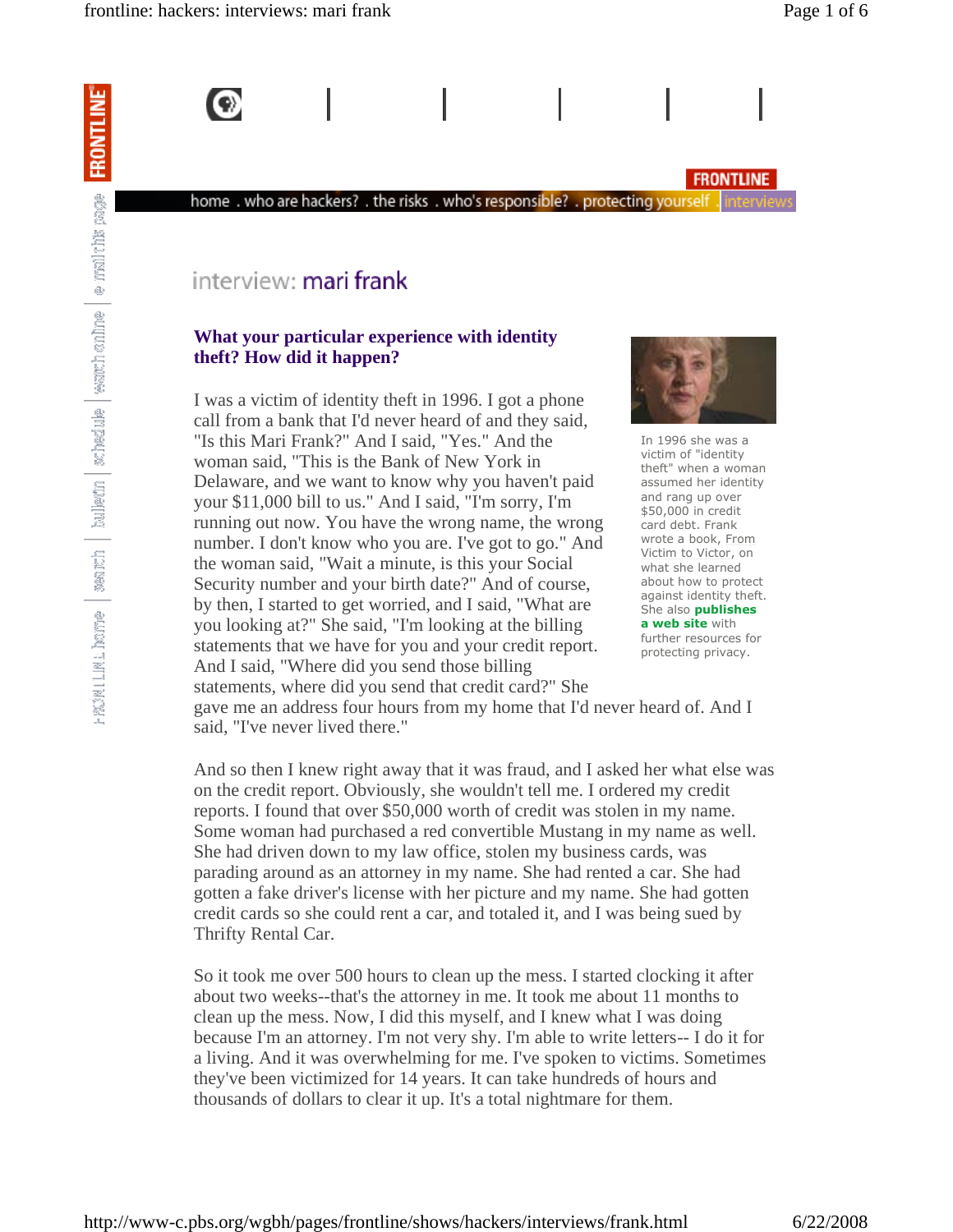FRONTLINE

home . who are hackers? . the risks . who's responsible? . protecting yourself . interviews

# interview: mari frank

### What your particular experience with identity theft? How did it happen?

In 1996 she was a victim of "identity theft" when a woman assumed her identity and rang up over $50,000 in credit card debt. Frank wrote a book, From Victim to Victor, on what she learned about how to protect against identity theft. She also **publishes a web site** with further resources for protecting privacy.

I was a victim of identity theft in 1996. I got a phone call from a bank that I'd never heard of and they said, "Is this Mari Frank?" And I said, "Yes." And the woman said, "This is the Bank of New York in Delaware, and we want to know why you haven't paid your $11,000 bill to us." And I said, "I'm sorry, I'm running out now. You have the wrong name, the wrong number. I don't know who you are. I've got to go." And the woman said, "Wait a minute, is this your Social Security number and your birth date?" And of course, by then, I started to get worried, and I said, "What are you looking at?" She said, "I'm looking at the billing statements that we have for you and your credit report. And I said, "Where did you send those billing statements, where did you send that credit card?" She gave me an address four hours from my home that I'd never heard of. And I said, "I've never lived there."

And so then I knew right away that it was fraud, and I asked her what else was on the credit report. Obviously, she wouldn't tell me. I ordered my credit reports. I found that over $50,000 worth of credit was stolen in my name. Some woman had purchased a red convertible Mustang in my name as well. She had driven down to my law office, stolen my business cards, was parading around as an attorney in my name. She had rented a car. She had gotten a fake driver's license with her picture and my name. She had gotten credit cards so she could rent a car, and totaled it, and I was being sued by Thrifty Rental Car.

So it took me over 500 hours to clean up the mess. I started clocking it after about two weeks--that's the attorney in me. It took me about 11 months to clean up the mess. Now, I did this myself, and I knew what I was doing because I'm an attorney. I'm not very shy. I'm able to write letters-- I do it for a living. And it was overwhelming for me. I've spoken to victims. Sometimes they've been victimized for 14 years. It can take hundreds of hours and thousands of dollars to clear it up. It's a total nightmare for them.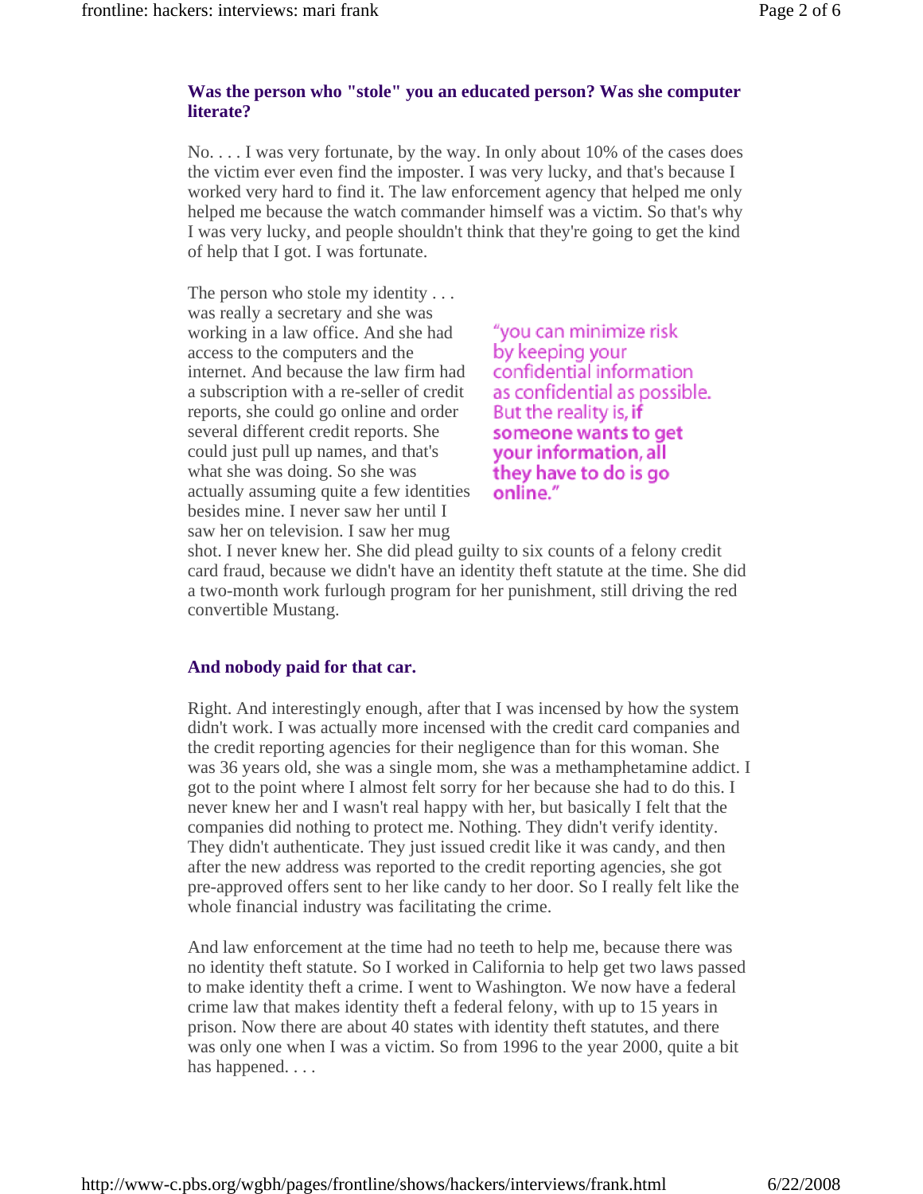**Was the person who "stole" you an educated person? Was she computer literate?**

No. . . . I was very fortunate, by the way. In only about 10% of the cases does the victim ever even find the imposter. I was very lucky, and that's because I worked very hard to find it. The law enforcement agency that helped me only helped me because the watch commander himself was a victim. So that's why I was very lucky, and people shouldn't think that they're going to get the kind of help that I got. I was fortunate.

The person who stole my identity . . . was really a secretary and she was working in a law office. And she had access to the computers and the internet. And because the law firm had a subscription with a re-seller of credit reports, she could go online and order several different credit reports. She could just pull up names, and that's what she was doing. So she was actually assuming quite a few identities besides mine. I never saw her until I saw her on television. I saw her mug shot. I never knew her. She did plead guilty to six counts of a felony credit card fraud, because we didn't have an identity theft statute at the time. She did a two-month work furlough program for her punishment, still driving the red convertible Mustang.

"you can minimize risk by keeping your confidential information as confidential as possible. But the reality is, **if someone wants to get your information, all they have to do is go online.**"

**And nobody paid for that car.**

Right. And interestingly enough, after that I was incensed by how the system didn't work. I was actually more incensed with the credit card companies and the credit reporting agencies for their negligence than for this woman. She was 36 years old, she was a single mom, she was a methamphetamine addict. I got to the point where I almost felt sorry for her because she had to do this. I never knew her and I wasn't real happy with her, but basically I felt that the companies did nothing to protect me. Nothing. They didn't verify identity. They didn't authenticate. They just issued credit like it was candy, and then after the new address was reported to the credit reporting agencies, she got pre-approved offers sent to her like candy to her door. So I really felt like the whole financial industry was facilitating the crime.

And law enforcement at the time had no teeth to help me, because there was no identity theft statute. So I worked in California to help get two laws passed to make identity theft a crime. I went to Washington. We now have a federal crime law that makes identity theft a federal felony, with up to 15 years in prison. Now there are about 40 states with identity theft statutes, and there was only one when I was a victim. So from 1996 to the year 2000, quite a bit has happened. . . .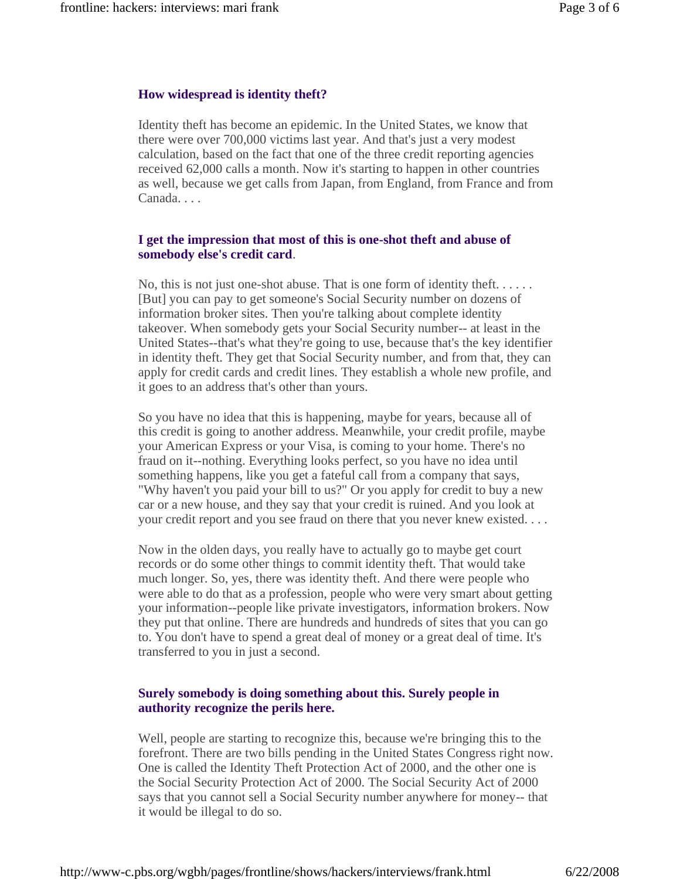**How widespread is identity theft?**

Identity theft has become an epidemic. In the United States, we know that there were over 700,000 victims last year. And that's just a very modest calculation, based on the fact that one of the three credit reporting agencies received 62,000 calls a month. Now it's starting to happen in other countries as well, because we get calls from Japan, from England, from France and from Canada. . . .

**I get the impression that most of this is one-shot theft and abuse of somebody else's credit card**.

No, this is not just one-shot abuse. That is one form of identity theft. . . . . . [But] you can pay to get someone's Social Security number on dozens of information broker sites. Then you're talking about complete identity takeover. When somebody gets your Social Security number-- at least in the United States--that's what they're going to use, because that's the key identifier in identity theft. They get that Social Security number, and from that, they can apply for credit cards and credit lines. They establish a whole new profile, and it goes to an address that's other than yours.

So you have no idea that this is happening, maybe for years, because all of this credit is going to another address. Meanwhile, your credit profile, maybe your American Express or your Visa, is coming to your home. There's no fraud on it--nothing. Everything looks perfect, so you have no idea until something happens, like you get a fateful call from a company that says, "Why haven't you paid your bill to us?" Or you apply for credit to buy a new car or a new house, and they say that your credit is ruined. And you look at your credit report and you see fraud on there that you never knew existed. . . .

Now in the olden days, you really have to actually go to maybe get court records or do some other things to commit identity theft. That would take much longer. So, yes, there was identity theft. And there were people who were able to do that as a profession, people who were very smart about getting your information--people like private investigators, information brokers. Now they put that online. There are hundreds and hundreds of sites that you can go to. You don't have to spend a great deal of money or a great deal of time. It's transferred to you in just a second.

**Surely somebody is doing something about this. Surely people in authority recognize the perils here.**

Well, people are starting to recognize this, because we're bringing this to the forefront. There are two bills pending in the United States Congress right now. One is called the Identity Theft Protection Act of 2000, and the other one is the Social Security Protection Act of 2000. The Social Security Act of 2000 says that you cannot sell a Social Security number anywhere for money-- that it would be illegal to do so.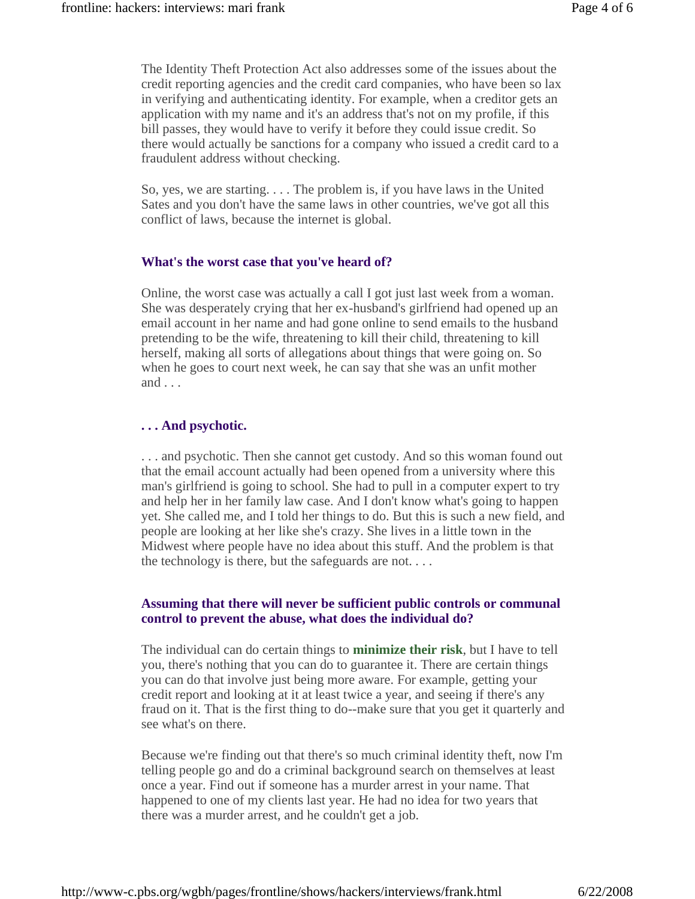The Identity Theft Protection Act also addresses some of the issues about the credit reporting agencies and the credit card companies, who have been so lax in verifying and authenticating identity. For example, when a creditor gets an application with my name and it's an address that's not on my profile, if this bill passes, they would have to verify it before they could issue credit. So there would actually be sanctions for a company who issued a credit card to a fraudulent address without checking.

So, yes, we are starting. . . . The problem is, if you have laws in the United Sates and you don't have the same laws in other countries, we've got all this conflict of laws, because the internet is global.

**What's the worst case that you've heard of?**

Online, the worst case was actually a call I got just last week from a woman. She was desperately crying that her ex-husband's girlfriend had opened up an email account in her name and had gone online to send emails to the husband pretending to be the wife, threatening to kill their child, threatening to kill herself, making all sorts of allegations about things that were going on. So when he goes to court next week, he can say that she was an unfit mother and . . .

**. . . And psychotic.**

. . . and psychotic. Then she cannot get custody. And so this woman found out that the email account actually had been opened from a university where this man's girlfriend is going to school. She had to pull in a computer expert to try and help her in her family law case. And I don't know what's going to happen yet. She called me, and I told her things to do. But this is such a new field, and people are looking at her like she's crazy. She lives in a little town in the Midwest where people have no idea about this stuff. And the problem is that the technology is there, but the safeguards are not. . . .

**Assuming that there will never be sufficient public controls or communal control to prevent the abuse, what does the individual do?**

The individual can do certain things to **minimize their risk**, but I have to tell you, there's nothing that you can do to guarantee it. There are certain things you can do that involve just being more aware. For example, getting your credit report and looking at it at least twice a year, and seeing if there's any fraud on it. That is the first thing to do--make sure that you get it quarterly and see what's on there.

Because we're finding out that there's so much criminal identity theft, now I'm telling people go and do a criminal background search on themselves at least once a year. Find out if someone has a murder arrest in your name. That happened to one of my clients last year. He had no idea for two years that there was a murder arrest, and he couldn't get a job.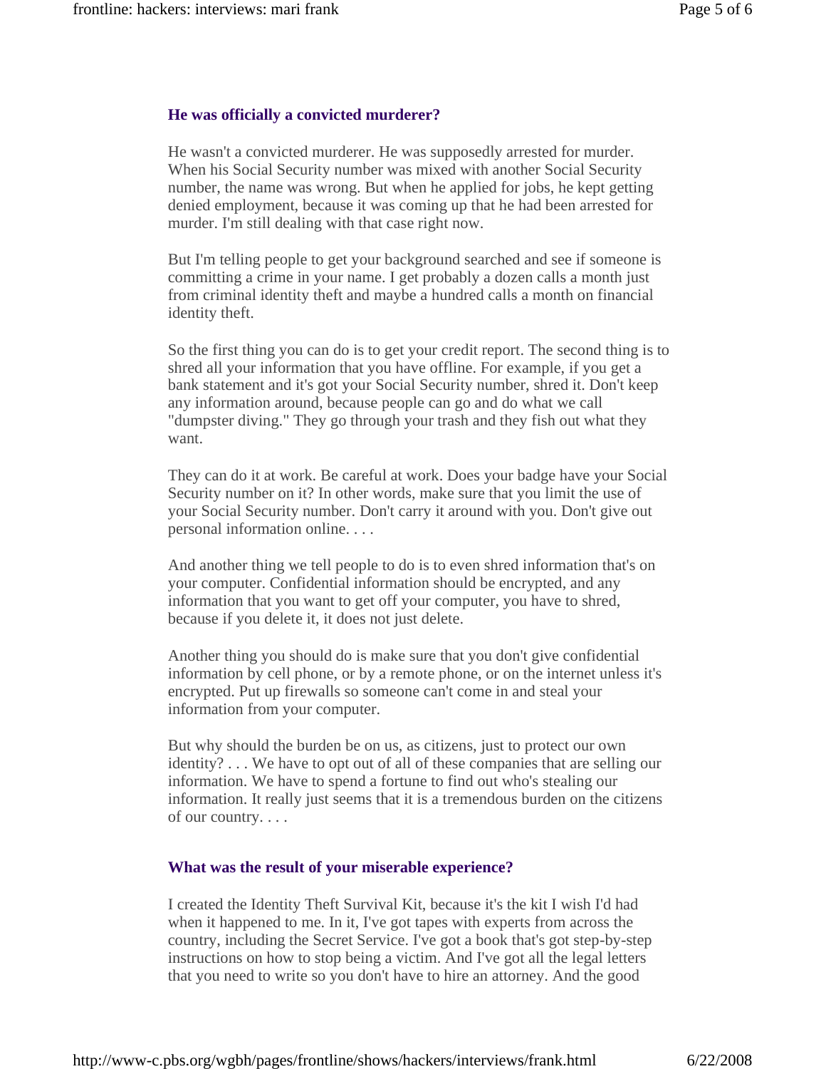**He was officially a convicted murderer?**

He wasn't a convicted murderer. He was supposedly arrested for murder. When his Social Security number was mixed with another Social Security number, the name was wrong. But when he applied for jobs, he kept getting denied employment, because it was coming up that he had been arrested for murder. I'm still dealing with that case right now.

But I'm telling people to get your background searched and see if someone is committing a crime in your name. I get probably a dozen calls a month just from criminal identity theft and maybe a hundred calls a month on financial identity theft.

So the first thing you can do is to get your credit report. The second thing is to shred all your information that you have offline. For example, if you get a bank statement and it's got your Social Security number, shred it. Don't keep any information around, because people can go and do what we call "dumpster diving." They go through your trash and they fish out what they want.

They can do it at work. Be careful at work. Does your badge have your Social Security number on it? In other words, make sure that you limit the use of your Social Security number. Don't carry it around with you. Don't give out personal information online. . . .

And another thing we tell people to do is to even shred information that's on your computer. Confidential information should be encrypted, and any information that you want to get off your computer, you have to shred, because if you delete it, it does not just delete.

Another thing you should do is make sure that you don't give confidential information by cell phone, or by a remote phone, or on the internet unless it's encrypted. Put up firewalls so someone can't come in and steal your information from your computer.

But why should the burden be on us, as citizens, just to protect our own identity? . . . We have to opt out of all of these companies that are selling our information. We have to spend a fortune to find out who's stealing our information. It really just seems that it is a tremendous burden on the citizens of our country. . . .

**What was the result of your miserable experience?**

I created the Identity Theft Survival Kit, because it's the kit I wish I'd had when it happened to me. In it, I've got tapes with experts from across the country, including the Secret Service. I've got a book that's got step-by-step instructions on how to stop being a victim. And I've got all the legal letters that you need to write so you don't have to hire an attorney. And the good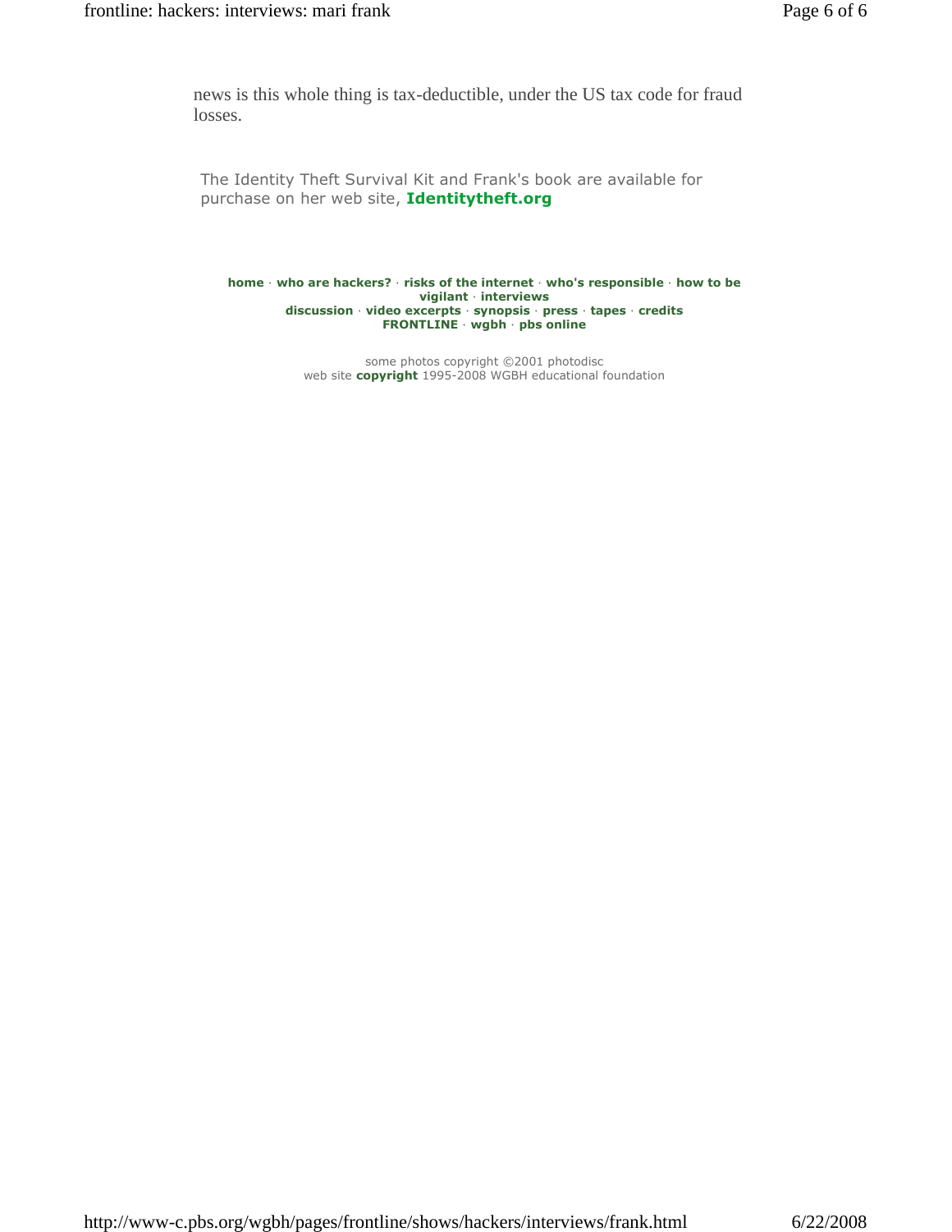news is this whole thing is tax-deductible, under the US tax code for fraud losses.

The Identity Theft Survival Kit and Frank's book are available for purchase on her web site, **Identitytheft.org**

**home** · **who are hackers?** · **risks of the internet** · **who's responsible** · **how to be vigilant** · **interviews**
**discussion** · **video excerpts** · **synopsis** · **press** · **tapes** · **credits**
**FRONTLINE** · **wgbh** · **pbs online**

some photos copyright ©2001 photodisc
web site **copyright** 1995-2008 WGBH educational foundation